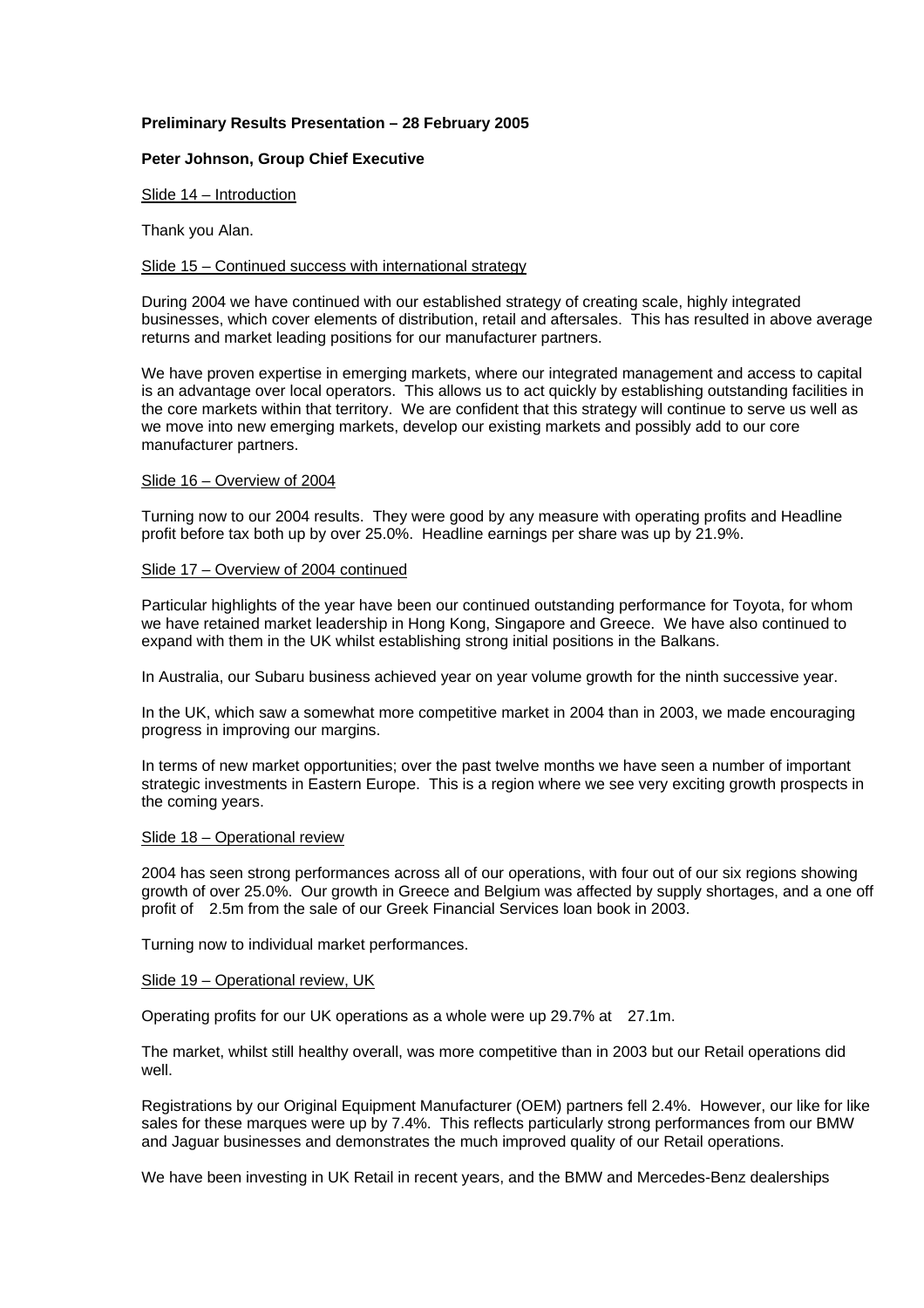**Preliminary Results Presentation – 28 February 2005**

**Peter Johnson, Group Chief Executive**

Slide 14 – Introduction

Thank you Alan.

Slide 15 – Continued success with international strategy

During 2004 we have continued with our established strategy of creating scale, highly integrated businesses, which cover elements of distribution, retail and aftersales. This has resulted in above average returns and market leading positions for our manufacturer partners.

We have proven expertise in emerging markets, where our integrated management and access to capital is an advantage over local operators. This allows us to act quickly by establishing outstanding facilities in the core markets within that territory. We are confident that this strategy will continue to serve us well as we move into new emerging markets, develop our existing markets and possibly add to our core manufacturer partners.

Slide 16 – Overview of 2004

Turning now to our 2004 results. They were good by any measure with operating profits and Headline profit before tax both up by over 25.0%. Headline earnings per share was up by 21.9%.

Slide 17 – Overview of 2004 continued

Particular highlights of the year have been our continued outstanding performance for Toyota, for whom we have retained market leadership in Hong Kong, Singapore and Greece. We have also continued to expand with them in the UK whilst establishing strong initial positions in the Balkans.

In Australia, our Subaru business achieved year on year volume growth for the ninth successive year.

In the UK, which saw a somewhat more competitive market in 2004 than in 2003, we made encouraging progress in improving our margins.

In terms of new market opportunities; over the past twelve months we have seen a number of important strategic investments in Eastern Europe. This is a region where we see very exciting growth prospects in the coming years.

Slide 18 – Operational review

2004 has seen strong performances across all of our operations, with four out of our six regions showing growth of over 25.0%. Our growth in Greece and Belgium was affected by supply shortages, and a one off profit of 2.5m from the sale of our Greek Financial Services loan book in 2003.

Turning now to individual market performances.

Slide 19 – Operational review, UK

Operating profits for our UK operations as a whole were up 29.7% at 27.1m.

The market, whilst still healthy overall, was more competitive than in 2003 but our Retail operations did well.

Registrations by our Original Equipment Manufacturer (OEM) partners fell 2.4%. However, our like for like sales for these marques were up by 7.4%. This reflects particularly strong performances from our BMW and Jaguar businesses and demonstrates the much improved quality of our Retail operations.

We have been investing in UK Retail in recent years, and the BMW and Mercedes-Benz dealerships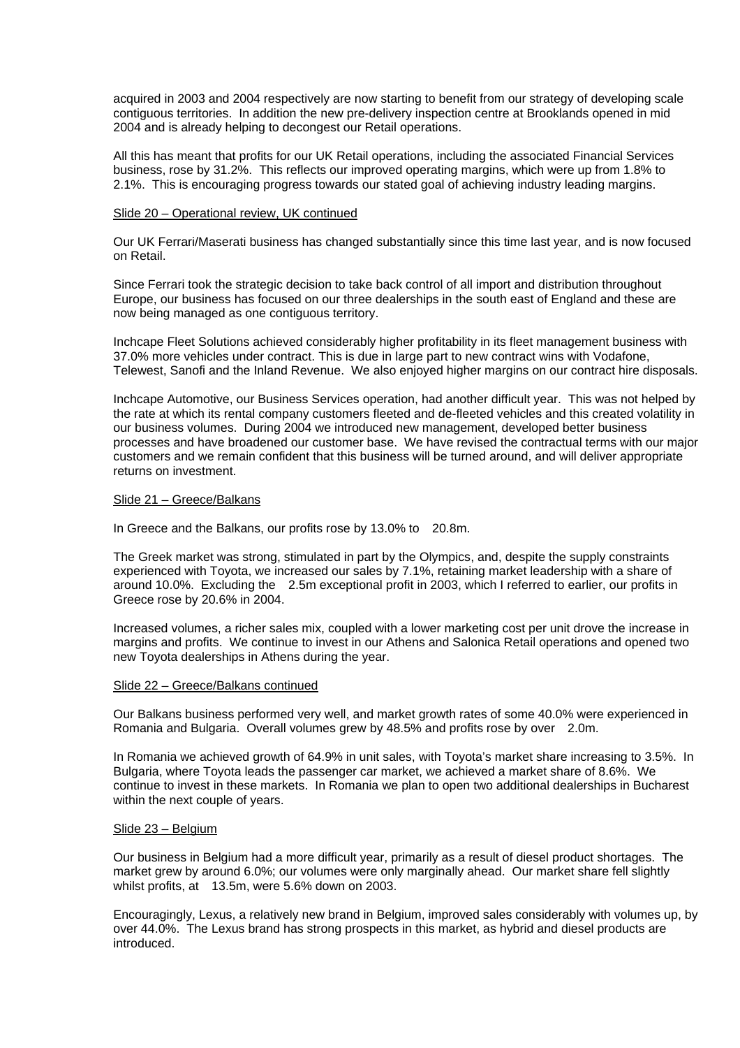acquired in 2003 and 2004 respectively are now starting to benefit from our strategy of developing scale contiguous territories. In addition the new pre-delivery inspection centre at Brooklands opened in mid 2004 and is already helping to decongest our Retail operations.

All this has meant that profits for our UK Retail operations, including the associated Financial Services business, rose by 31.2%. This reflects our improved operating margins, which were up from 1.8% to 2.1%. This is encouraging progress towards our stated goal of achieving industry leading margins.

<u>Slide 20 – Operational review, UK continued</u>

Our UK Ferrari/Maserati business has changed substantially since this time last year, and is now focused on Retail.

Since Ferrari took the strategic decision to take back control of all import and distribution throughout Europe, our business has focused on our three dealerships in the south east of England and these are now being managed as one contiguous territory.

Inchcape Fleet Solutions achieved considerably higher profitability in its fleet management business with 37.0% more vehicles under contract. This is due in large part to new contract wins with Vodafone, Telewest, Sanofi and the Inland Revenue. We also enjoyed higher margins on our contract hire disposals.

Inchcape Automotive, our Business Services operation, had another difficult year. This was not helped by the rate at which its rental company customers fleeted and de-fleeted vehicles and this created volatility in our business volumes. During 2004 we introduced new management, developed better business processes and have broadened our customer base. We have revised the contractual terms with our major customers and we remain confident that this business will be turned around, and will deliver appropriate returns on investment.

<u>Slide 21 – Greece/Balkans</u>

In Greece and the Balkans, our profits rose by 13.0% to 20.8m.

The Greek market was strong, stimulated in part by the Olympics, and, despite the supply constraints experienced with Toyota, we increased our sales by 7.1%, retaining market leadership with a share of around 10.0%. Excluding the 2.5m exceptional profit in 2003, which I referred to earlier, our profits in Greece rose by 20.6% in 2004.

Increased volumes, a richer sales mix, coupled with a lower marketing cost per unit drove the increase in margins and profits. We continue to invest in our Athens and Salonica Retail operations and opened two new Toyota dealerships in Athens during the year.

<u>Slide 22 – Greece/Balkans continued</u>

Our Balkans business performed very well, and market growth rates of some 40.0% were experienced in Romania and Bulgaria. Overall volumes grew by 48.5% and profits rose by over 2.0m.

In Romania we achieved growth of 64.9% in unit sales, with Toyota's market share increasing to 3.5%. In Bulgaria, where Toyota leads the passenger car market, we achieved a market share of 8.6%. We continue to invest in these markets. In Romania we plan to open two additional dealerships in Bucharest within the next couple of years.

<u>Slide 23 – Belgium</u>

Our business in Belgium had a more difficult year, primarily as a result of diesel product shortages. The market grew by around 6.0%; our volumes were only marginally ahead. Our market share fell slightly whilst profits, at 13.5m, were 5.6% down on 2003.

Encouragingly, Lexus, a relatively new brand in Belgium, improved sales considerably with volumes up, by over 44.0%. The Lexus brand has strong prospects in this market, as hybrid and diesel products are introduced.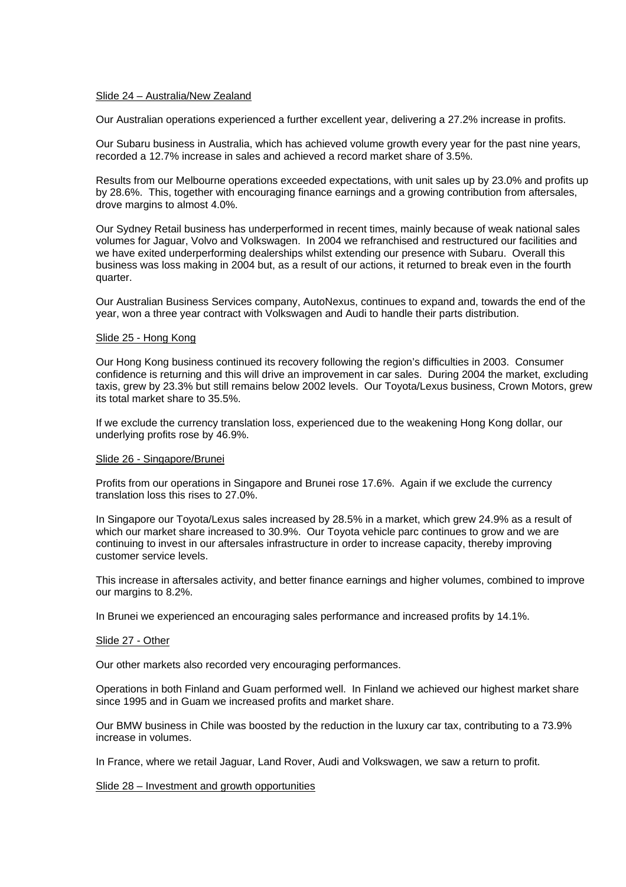## Slide 24 – Australia/New Zealand

Our Australian operations experienced a further excellent year, delivering a 27.2% increase in profits.

Our Subaru business in Australia, which has achieved volume growth every year for the past nine years, recorded a 12.7% increase in sales and achieved a record market share of 3.5%.

Results from our Melbourne operations exceeded expectations, with unit sales up by 23.0% and profits up by 28.6%. This, together with encouraging finance earnings and a growing contribution from aftersales, drove margins to almost 4.0%.

Our Sydney Retail business has underperformed in recent times, mainly because of weak national sales volumes for Jaguar, Volvo and Volkswagen. In 2004 we refranchised and restructured our facilities and we have exited underperforming dealerships whilst extending our presence with Subaru. Overall this business was loss making in 2004 but, as a result of our actions, it returned to break even in the fourth quarter.

Our Australian Business Services company, AutoNexus, continues to expand and, towards the end of the year, won a three year contract with Volkswagen and Audi to handle their parts distribution.

## Slide 25 - Hong Kong

Our Hong Kong business continued its recovery following the region's difficulties in 2003. Consumer confidence is returning and this will drive an improvement in car sales. During 2004 the market, excluding taxis, grew by 23.3% but still remains below 2002 levels. Our Toyota/Lexus business, Crown Motors, grew its total market share to 35.5%.

If we exclude the currency translation loss, experienced due to the weakening Hong Kong dollar, our underlying profits rose by 46.9%.

## Slide 26 - Singapore/Brunei

Profits from our operations in Singapore and Brunei rose 17.6%. Again if we exclude the currency translation loss this rises to 27.0%.

In Singapore our Toyota/Lexus sales increased by 28.5% in a market, which grew 24.9% as a result of which our market share increased to 30.9%. Our Toyota vehicle parc continues to grow and we are continuing to invest in our aftersales infrastructure in order to increase capacity, thereby improving customer service levels.

This increase in aftersales activity, and better finance earnings and higher volumes, combined to improve our margins to 8.2%.

In Brunei we experienced an encouraging sales performance and increased profits by 14.1%.

## Slide 27 - Other

Our other markets also recorded very encouraging performances.

Operations in both Finland and Guam performed well. In Finland we achieved our highest market share since 1995 and in Guam we increased profits and market share.

Our BMW business in Chile was boosted by the reduction in the luxury car tax, contributing to a 73.9% increase in volumes.

In France, where we retail Jaguar, Land Rover, Audi and Volkswagen, we saw a return to profit.

## Slide 28 – Investment and growth opportunities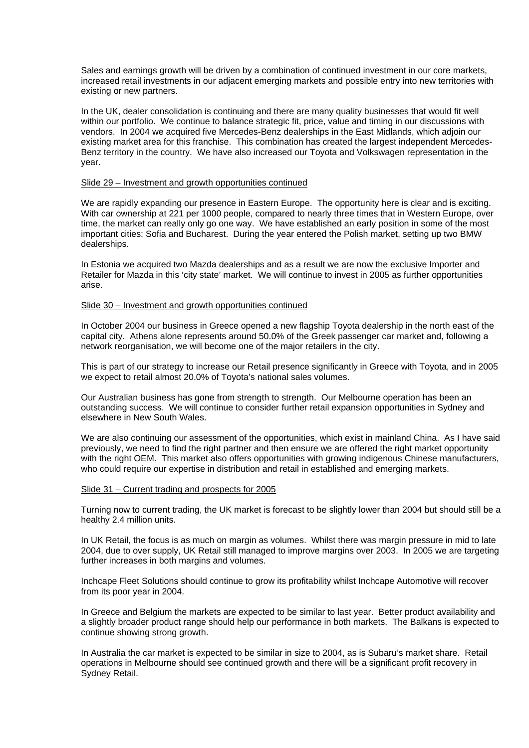Sales and earnings growth will be driven by a combination of continued investment in our core markets, increased retail investments in our adjacent emerging markets and possible entry into new territories with existing or new partners.

In the UK, dealer consolidation is continuing and there are many quality businesses that would fit well within our portfolio. We continue to balance strategic fit, price, value and timing in our discussions with vendors. In 2004 we acquired five Mercedes-Benz dealerships in the East Midlands, which adjoin our existing market area for this franchise. This combination has created the largest independent Mercedes-Benz territory in the country. We have also increased our Toyota and Volkswagen representation in the year.

<u>Slide 29 – Investment and growth opportunities continued</u>

We are rapidly expanding our presence in Eastern Europe. The opportunity here is clear and is exciting. With car ownership at 221 per 1000 people, compared to nearly three times that in Western Europe, over time, the market can really only go one way. We have established an early position in some of the most important cities: Sofia and Bucharest. During the year entered the Polish market, setting up two BMW dealerships.

In Estonia we acquired two Mazda dealerships and as a result we are now the exclusive Importer and Retailer for Mazda in this 'city state' market. We will continue to invest in 2005 as further opportunities arise.

<u>Slide 30 – Investment and growth opportunities continued</u>

In October 2004 our business in Greece opened a new flagship Toyota dealership in the north east of the capital city. Athens alone represents around 50.0% of the Greek passenger car market and, following a network reorganisation, we will become one of the major retailers in the city.

This is part of our strategy to increase our Retail presence significantly in Greece with Toyota, and in 2005 we expect to retail almost 20.0% of Toyota's national sales volumes.

Our Australian business has gone from strength to strength. Our Melbourne operation has been an outstanding success. We will continue to consider further retail expansion opportunities in Sydney and elsewhere in New South Wales.

We are also continuing our assessment of the opportunities, which exist in mainland China. As I have said previously, we need to find the right partner and then ensure we are offered the right market opportunity with the right OEM. This market also offers opportunities with growing indigenous Chinese manufacturers, who could require our expertise in distribution and retail in established and emerging markets.

<u>Slide 31 – Current trading and prospects for 2005</u>

Turning now to current trading, the UK market is forecast to be slightly lower than 2004 but should still be a healthy 2.4 million units.

In UK Retail, the focus is as much on margin as volumes. Whilst there was margin pressure in mid to late 2004, due to over supply, UK Retail still managed to improve margins over 2003. In 2005 we are targeting further increases in both margins and volumes.

Inchcape Fleet Solutions should continue to grow its profitability whilst Inchcape Automotive will recover from its poor year in 2004.

In Greece and Belgium the markets are expected to be similar to last year. Better product availability and a slightly broader product range should help our performance in both markets. The Balkans is expected to continue showing strong growth.

In Australia the car market is expected to be similar in size to 2004, as is Subaru's market share. Retail operations in Melbourne should see continued growth and there will be a significant profit recovery in Sydney Retail.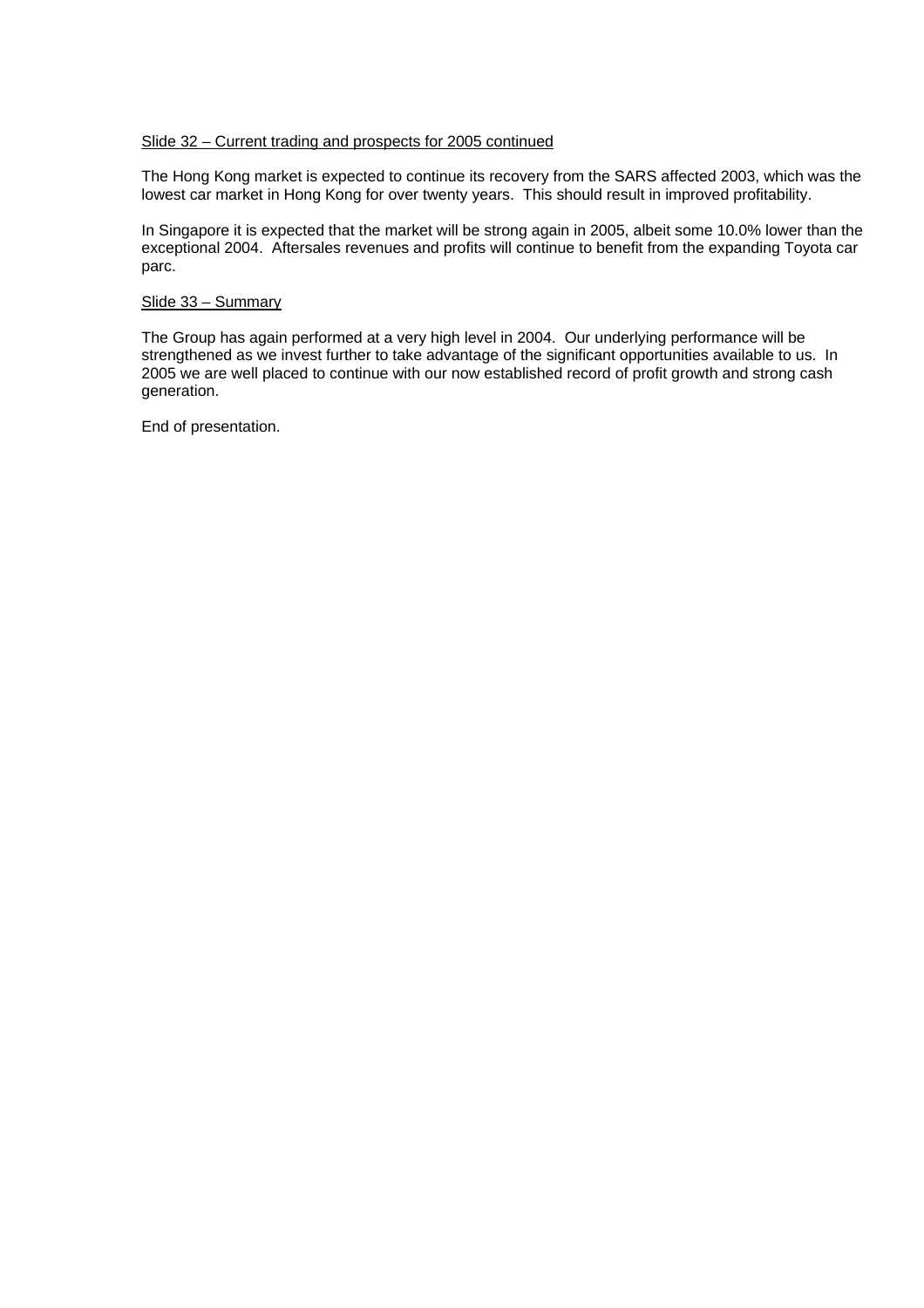Slide 32 – Current trading and prospects for 2005 continued

The Hong Kong market is expected to continue its recovery from the SARS affected 2003, which was the lowest car market in Hong Kong for over twenty years. This should result in improved profitability.

In Singapore it is expected that the market will be strong again in 2005, albeit some 10.0% lower than the exceptional 2004. Aftersales revenues and profits will continue to benefit from the expanding Toyota car parc.

Slide 33 – Summary

The Group has again performed at a very high level in 2004. Our underlying performance will be strengthened as we invest further to take advantage of the significant opportunities available to us. In 2005 we are well placed to continue with our now established record of profit growth and strong cash generation.

End of presentation.